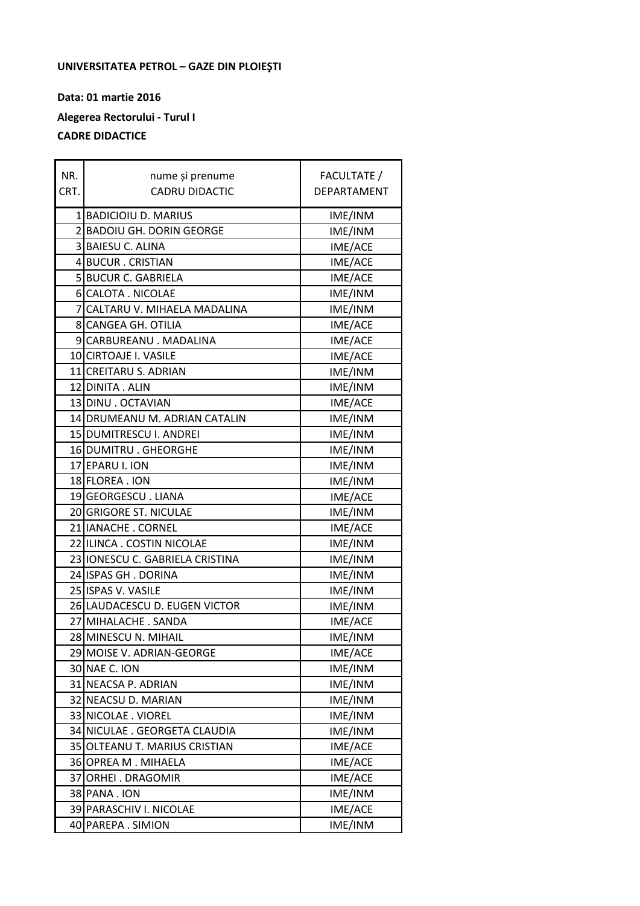**UNIVERSITATEA PETROL – GAZE DIN PLOIEŞTI**

**Data: 01 martie 2016**

**Alegerea Rectorului - Turul I**

**CADRE DIDACTICE**

| NR. CRT. | nume și prenume CADRU DIDACTIC | FACULTATE / DEPARTAMENT |
|---|---|---|
| 1 | BADICIOIU D. MARIUS | IME/INM |
| 2 | BADOIU GH. DORIN GEORGE | IME/INM |
| 3 | BAIESU C. ALINA | IME/ACE |
| 4 | BUCUR . CRISTIAN | IME/ACE |
| 5 | BUCUR C. GABRIELA | IME/ACE |
| 6 | CALOTA . NICOLAE | IME/INM |
| 7 | CALTARU V. MIHAELA MADALINA | IME/INM |
| 8 | CANGEA GH. OTILIA | IME/ACE |
| 9 | CARBUREANU . MADALINA | IME/ACE |
| 10 | CIRTOAJE I. VASILE | IME/ACE |
| 11 | CREITARU S. ADRIAN | IME/INM |
| 12 | DINITA . ALIN | IME/INM |
| 13 | DINU . OCTAVIAN | IME/ACE |
| 14 | DRUMEANU M. ADRIAN CATALIN | IME/INM |
| 15 | DUMITRESCU I. ANDREI | IME/INM |
| 16 | DUMITRU . GHEORGHE | IME/INM |
| 17 | EPARU I. ION | IME/INM |
| 18 | FLOREA . ION | IME/INM |
| 19 | GEORGESCU . LIANA | IME/ACE |
| 20 | GRIGORE ST. NICULAE | IME/INM |
| 21 | IANACHE . CORNEL | IME/ACE |
| 22 | ILINCA . COSTIN NICOLAE | IME/INM |
| 23 | IONESCU C. GABRIELA CRISTINA | IME/INM |
| 24 | ISPAS GH . DORINA | IME/INM |
| 25 | ISPAS V. VASILE | IME/INM |
| 26 | LAUDACESCU D. EUGEN VICTOR | IME/INM |
| 27 | MIHALACHE . SANDA | IME/ACE |
| 28 | MINESCU N. MIHAIL | IME/INM |
| 29 | MOISE V. ADRIAN-GEORGE | IME/ACE |
| 30 | NAE C. ION | IME/INM |
| 31 | NEACSA P. ADRIAN | IME/INM |
| 32 | NEACSU D. MARIAN | IME/INM |
| 33 | NICOLAE . VIOREL | IME/INM |
| 34 | NICULAE . GEORGETA CLAUDIA | IME/INM |
| 35 | OLTEANU T. MARIUS CRISTIAN | IME/ACE |
| 36 | OPREA M . MIHAELA | IME/ACE |
| 37 | ORHEI . DRAGOMIR | IME/ACE |
| 38 | PANA . ION | IME/INM |
| 39 | PARASCHIV I. NICOLAE | IME/ACE |
| 40 | PAREPA . SIMION | IME/INM |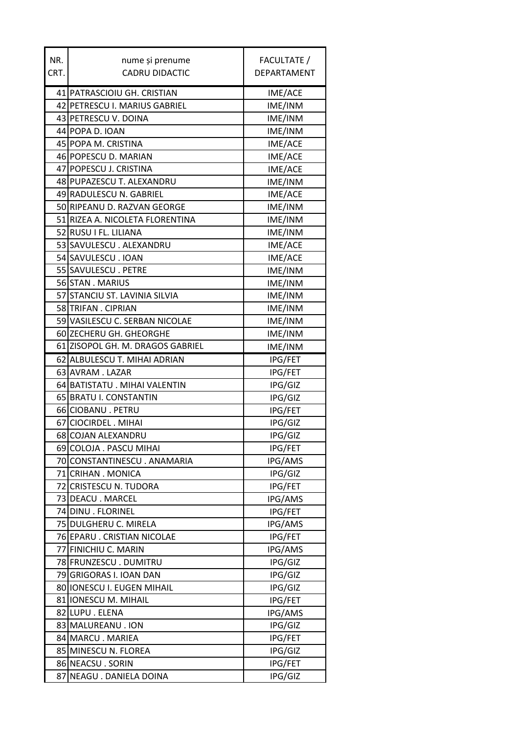| NR. CRT. | nume și prenume CADRU DIDACTIC | FACULTATE / DEPARTAMENT |
|---|---|---|
| 41 | PATRASCIOIU GH. CRISTIAN | IME/ACE |
| 42 | PETRESCU I. MARIUS GABRIEL | IME/INM |
| 43 | PETRESCU V. DOINA | IME/INM |
| 44 | POPA D. IOAN | IME/INM |
| 45 | POPA M. CRISTINA | IME/ACE |
| 46 | POPESCU D. MARIAN | IME/ACE |
| 47 | POPESCU J. CRISTINA | IME/ACE |
| 48 | PUPAZESCU T. ALEXANDRU | IME/INM |
| 49 | RADULESCU N. GABRIEL | IME/ACE |
| 50 | RIPEANU D. RAZVAN GEORGE | IME/INM |
| 51 | RIZEA A. NICOLETA FLORENTINA | IME/INM |
| 52 | RUSU I FL. LILIANA | IME/INM |
| 53 | SAVULESCU . ALEXANDRU | IME/ACE |
| 54 | SAVULESCU . IOAN | IME/ACE |
| 55 | SAVULESCU . PETRE | IME/INM |
| 56 | STAN . MARIUS | IME/INM |
| 57 | STANCIU ST. LAVINIA SILVIA | IME/INM |
| 58 | TRIFAN . CIPRIAN | IME/INM |
| 59 | VASILESCU C. SERBAN NICOLAE | IME/INM |
| 60 | ZECHERU GH. GHEORGHE | IME/INM |
| 61 | ZISOPOL GH. M. DRAGOS GABRIEL | IME/INM |
| 62 | ALBULESCU T. MIHAI ADRIAN | IPG/FET |
| 63 | AVRAM . LAZAR | IPG/FET |
| 64 | BATISTATU . MIHAI VALENTIN | IPG/GIZ |
| 65 | BRATU I. CONSTANTIN | IPG/GIZ |
| 66 | CIOBANU . PETRU | IPG/FET |
| 67 | CIOCIRDEL . MIHAI | IPG/GIZ |
| 68 | COJAN ALEXANDRU | IPG/GIZ |
| 69 | COLOJA . PASCU MIHAI | IPG/FET |
| 70 | CONSTANTINESCU . ANAMARIA | IPG/AMS |
| 71 | CRIHAN . MONICA | IPG/GIZ |
| 72 | CRISTESCU N. TUDORA | IPG/FET |
| 73 | DEACU . MARCEL | IPG/AMS |
| 74 | DINU . FLORINEL | IPG/FET |
| 75 | DULGHERU C. MIRELA | IPG/AMS |
| 76 | EPARU . CRISTIAN NICOLAE | IPG/FET |
| 77 | FINICHIU C. MARIN | IPG/AMS |
| 78 | FRUNZESCU . DUMITRU | IPG/GIZ |
| 79 | GRIGORAS I. IOAN DAN | IPG/GIZ |
| 80 | IONESCU I. EUGEN MIHAIL | IPG/GIZ |
| 81 | IONESCU M. MIHAIL | IPG/FET |
| 82 | LUPU . ELENA | IPG/AMS |
| 83 | MALUREANU . ION | IPG/GIZ |
| 84 | MARCU . MARIEA | IPG/FET |
| 85 | MINESCU N. FLOREA | IPG/GIZ |
| 86 | NEACSU . SORIN | IPG/FET |
| 87 | NEAGU . DANIELA DOINA | IPG/GIZ |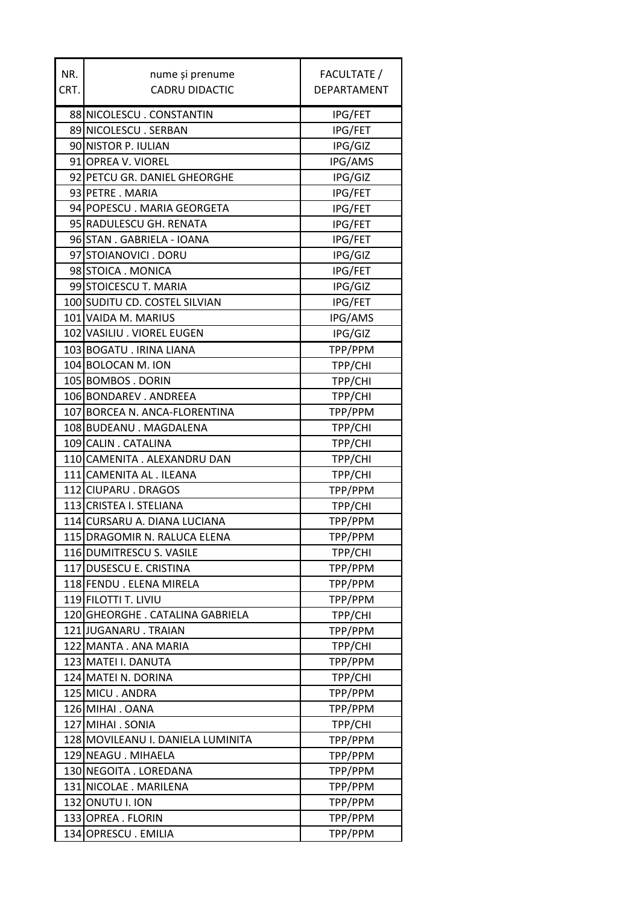| NR. CRT. | nume și prenume CADRU DIDACTIC | FACULTATE / DEPARTAMENT |
| --- | --- | --- |
| 88 | NICOLESCU . CONSTANTIN | IPG/FET |
| 89 | NICOLESCU . SERBAN | IPG/FET |
| 90 | NISTOR P. IULIAN | IPG/GIZ |
| 91 | OPREA V. VIOREL | IPG/AMS |
| 92 | PETCU GR. DANIEL GHEORGHE | IPG/GIZ |
| 93 | PETRE . MARIA | IPG/FET |
| 94 | POPESCU . MARIA GEORGETA | IPG/FET |
| 95 | RADULESCU GH. RENATA | IPG/FET |
| 96 | STAN . GABRIELA - IOANA | IPG/FET |
| 97 | STOIANOVICI . DORU | IPG/GIZ |
| 98 | STOICA . MONICA | IPG/FET |
| 99 | STOICESCU T. MARIA | IPG/GIZ |
| 100 | SUDITU CD. COSTEL SILVIAN | IPG/FET |
| 101 | VAIDA M. MARIUS | IPG/AMS |
| 102 | VASILIU . VIOREL EUGEN | IPG/GIZ |
| 103 | BOGATU . IRINA LIANA | TPP/PPM |
| 104 | BOLOCAN M. ION | TPP/CHI |
| 105 | BOMBOS . DORIN | TPP/CHI |
| 106 | BONDAREV . ANDREEA | TPP/CHI |
| 107 | BORCEA N. ANCA-FLORENTINA | TPP/PPM |
| 108 | BUDEANU . MAGDALENA | TPP/CHI |
| 109 | CALIN . CATALINA | TPP/CHI |
| 110 | CAMENITA . ALEXANDRU DAN | TPP/CHI |
| 111 | CAMENITA AL . ILEANA | TPP/CHI |
| 112 | CIUPARU . DRAGOS | TPP/PPM |
| 113 | CRISTEA I. STELIANA | TPP/CHI |
| 114 | CURSARU A. DIANA LUCIANA | TPP/PPM |
| 115 | DRAGOMIR N. RALUCA ELENA | TPP/PPM |
| 116 | DUMITRESCU S. VASILE | TPP/CHI |
| 117 | DUSESCU E. CRISTINA | TPP/PPM |
| 118 | FENDU . ELENA MIRELA | TPP/PPM |
| 119 | FILOTTI T. LIVIU | TPP/PPM |
| 120 | GHEORGHE . CATALINA GABRIELA | TPP/CHI |
| 121 | JUGANARU . TRAIAN | TPP/PPM |
| 122 | MANTA . ANA MARIA | TPP/CHI |
| 123 | MATEI I. DANUTA | TPP/PPM |
| 124 | MATEI N. DORINA | TPP/CHI |
| 125 | MICU . ANDRA | TPP/PPM |
| 126 | MIHAI . OANA | TPP/PPM |
| 127 | MIHAI . SONIA | TPP/CHI |
| 128 | MOVILEANU I. DANIELA LUMINITA | TPP/PPM |
| 129 | NEAGU . MIHAELA | TPP/PPM |
| 130 | NEGOITA . LOREDANA | TPP/PPM |
| 131 | NICOLAE . MARILENA | TPP/PPM |
| 132 | ONUTU I. ION | TPP/PPM |
| 133 | OPREA . FLORIN | TPP/PPM |
| 134 | OPRESCU . EMILIA | TPP/PPM |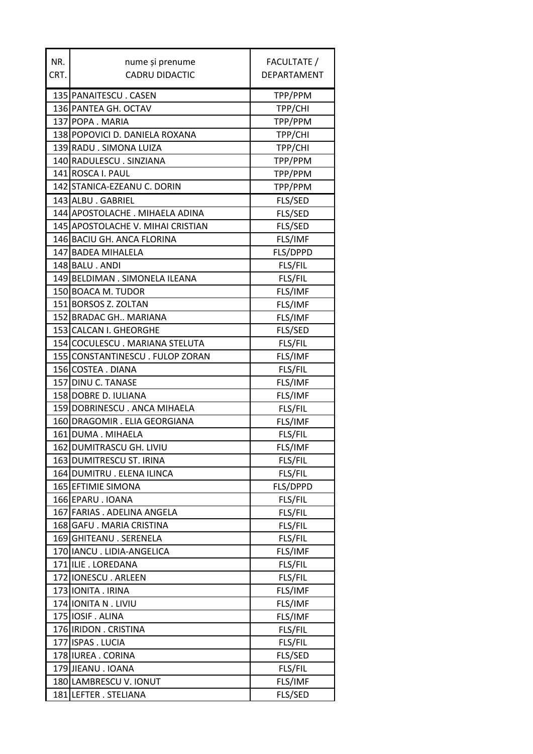| NR. CRT. | nume și prenume CADRU DIDACTIC | FACULTATE / DEPARTAMENT |
|---|---|---|
| 135 | PANAITESCU . CASEN | TPP/PPM |
| 136 | PANTEA GH. OCTAV | TPP/CHI |
| 137 | POPA . MARIA | TPP/PPM |
| 138 | POPOVICI D. DANIELA ROXANA | TPP/CHI |
| 139 | RADU . SIMONA LUIZA | TPP/CHI |
| 140 | RADULESCU . SINZIANA | TPP/PPM |
| 141 | ROSCA I. PAUL | TPP/PPM |
| 142 | STANICA-EZEANU C. DORIN | TPP/PPM |
| 143 | ALBU . GABRIEL | FLS/SED |
| 144 | APOSTOLACHE . MIHAELA ADINA | FLS/SED |
| 145 | APOSTOLACHE V. MIHAI CRISTIAN | FLS/SED |
| 146 | BACIU GH. ANCA FLORINA | FLS/IMF |
| 147 | BADEA MIHALELA | FLS/DPPD |
| 148 | BALU . ANDI | FLS/FIL |
| 149 | BELDIMAN . SIMONELA ILEANA | FLS/FIL |
| 150 | BOACA M. TUDOR | FLS/IMF |
| 151 | BORSOS Z. ZOLTAN | FLS/IMF |
| 152 | BRADAC GH.. MARIANA | FLS/IMF |
| 153 | CALCAN I. GHEORGHE | FLS/SED |
| 154 | COCULESCU . MARIANA STELUTA | FLS/FIL |
| 155 | CONSTANTINESCU . FULOP ZORAN | FLS/IMF |
| 156 | COSTEA . DIANA | FLS/FIL |
| 157 | DINU C. TANASE | FLS/IMF |
| 158 | DOBRE D. IULIANA | FLS/IMF |
| 159 | DOBRINESCU . ANCA MIHAELA | FLS/FIL |
| 160 | DRAGOMIR . ELIA GEORGIANA | FLS/IMF |
| 161 | DUMA . MIHAELA | FLS/FIL |
| 162 | DUMITRASCU GH. LIVIU | FLS/IMF |
| 163 | DUMITRESCU ST. IRINA | FLS/FIL |
| 164 | DUMITRU . ELENA ILINCA | FLS/FIL |
| 165 | EFTIMIE SIMONA | FLS/DPPD |
| 166 | EPARU . IOANA | FLS/FIL |
| 167 | FARIAS . ADELINA ANGELA | FLS/FIL |
| 168 | GAFU . MARIA CRISTINA | FLS/FIL |
| 169 | GHITEANU . SERENELA | FLS/FIL |
| 170 | IANCU . LIDIA-ANGELICA | FLS/IMF |
| 171 | ILIE . LOREDANA | FLS/FIL |
| 172 | IONESCU . ARLEEN | FLS/FIL |
| 173 | IONITA . IRINA | FLS/IMF |
| 174 | IONITA N . LIVIU | FLS/IMF |
| 175 | IOSIF . ALINA | FLS/IMF |
| 176 | IRIDON . CRISTINA | FLS/FIL |
| 177 | ISPAS . LUCIA | FLS/FIL |
| 178 | IUREA . CORINA | FLS/SED |
| 179 | JIEANU . IOANA | FLS/FIL |
| 180 | LAMBRESCU V. IONUT | FLS/IMF |
| 181 | LEFTER . STELIANA | FLS/SED |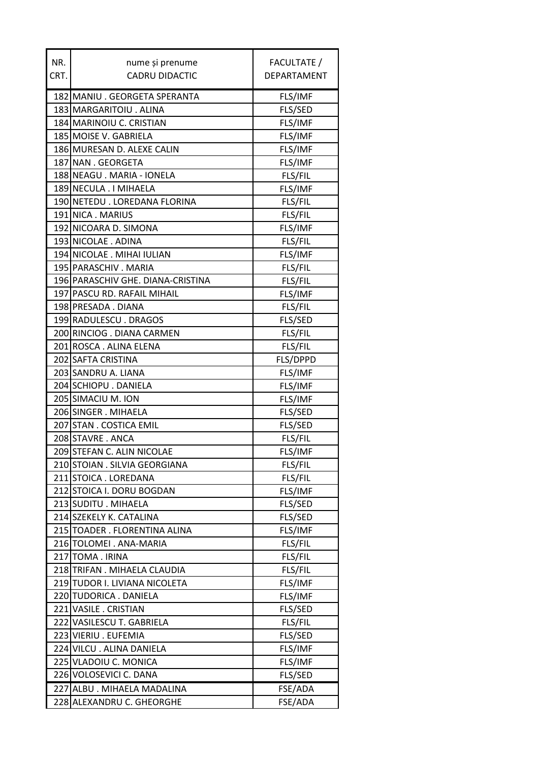| NR. CRT. | nume și prenume CADRU DIDACTIC | FACULTATE / DEPARTAMENT |
|---|---|---|
| 182 | MANIU . GEORGETA SPERANTA | FLS/IMF |
| 183 | MARGARITOIU . ALINA | FLS/SED |
| 184 | MARINOIU C. CRISTIAN | FLS/IMF |
| 185 | MOISE V. GABRIELA | FLS/IMF |
| 186 | MURESAN D. ALEXE CALIN | FLS/IMF |
| 187 | NAN . GEORGETA | FLS/IMF |
| 188 | NEAGU . MARIA - IONELA | FLS/FIL |
| 189 | NECULA . I MIHAELA | FLS/IMF |
| 190 | NETEDU . LOREDANA FLORINA | FLS/FIL |
| 191 | NICA . MARIUS | FLS/FIL |
| 192 | NICOARA D. SIMONA | FLS/IMF |
| 193 | NICOLAE . ADINA | FLS/FIL |
| 194 | NICOLAE . MIHAI IULIAN | FLS/IMF |
| 195 | PARASCHIV . MARIA | FLS/FIL |
| 196 | PARASCHIV GHE. DIANA-CRISTINA | FLS/FIL |
| 197 | PASCU RD. RAFAIL MIHAIL | FLS/IMF |
| 198 | PRESADA . DIANA | FLS/FIL |
| 199 | RADULESCU . DRAGOS | FLS/SED |
| 200 | RINCIOG . DIANA CARMEN | FLS/FIL |
| 201 | ROSCA . ALINA ELENA | FLS/FIL |
| 202 | SAFTA CRISTINA | FLS/DPPD |
| 203 | SANDRU A. LIANA | FLS/IMF |
| 204 | SCHIOPU . DANIELA | FLS/IMF |
| 205 | SIMACIU M. ION | FLS/IMF |
| 206 | SINGER . MIHAELA | FLS/SED |
| 207 | STAN . COSTICA EMIL | FLS/SED |
| 208 | STAVRE . ANCA | FLS/FIL |
| 209 | STEFAN C. ALIN NICOLAE | FLS/IMF |
| 210 | STOIAN . SILVIA GEORGIANA | FLS/FIL |
| 211 | STOICA . LOREDANA | FLS/FIL |
| 212 | STOICA I. DORU BOGDAN | FLS/IMF |
| 213 | SUDITU . MIHAELA | FLS/SED |
| 214 | SZEKELY K. CATALINA | FLS/SED |
| 215 | TOADER . FLORENTINA ALINA | FLS/IMF |
| 216 | TOLOMEI . ANA-MARIA | FLS/FIL |
| 217 | TOMA . IRINA | FLS/FIL |
| 218 | TRIFAN . MIHAELA CLAUDIA | FLS/FIL |
| 219 | TUDOR I. LIVIANA NICOLETA | FLS/IMF |
| 220 | TUDORICA . DANIELA | FLS/IMF |
| 221 | VASILE . CRISTIAN | FLS/SED |
| 222 | VASILESCU T. GABRIELA | FLS/FIL |
| 223 | VIERIU . EUFEMIA | FLS/SED |
| 224 | VILCU . ALINA DANIELA | FLS/IMF |
| 225 | VLADOIU C. MONICA | FLS/IMF |
| 226 | VOLOSEVICI C. DANA | FLS/SED |
| 227 | ALBU . MIHAELA MADALINA | FSE/ADA |
| 228 | ALEXANDRU C. GHEORGHE | FSE/ADA |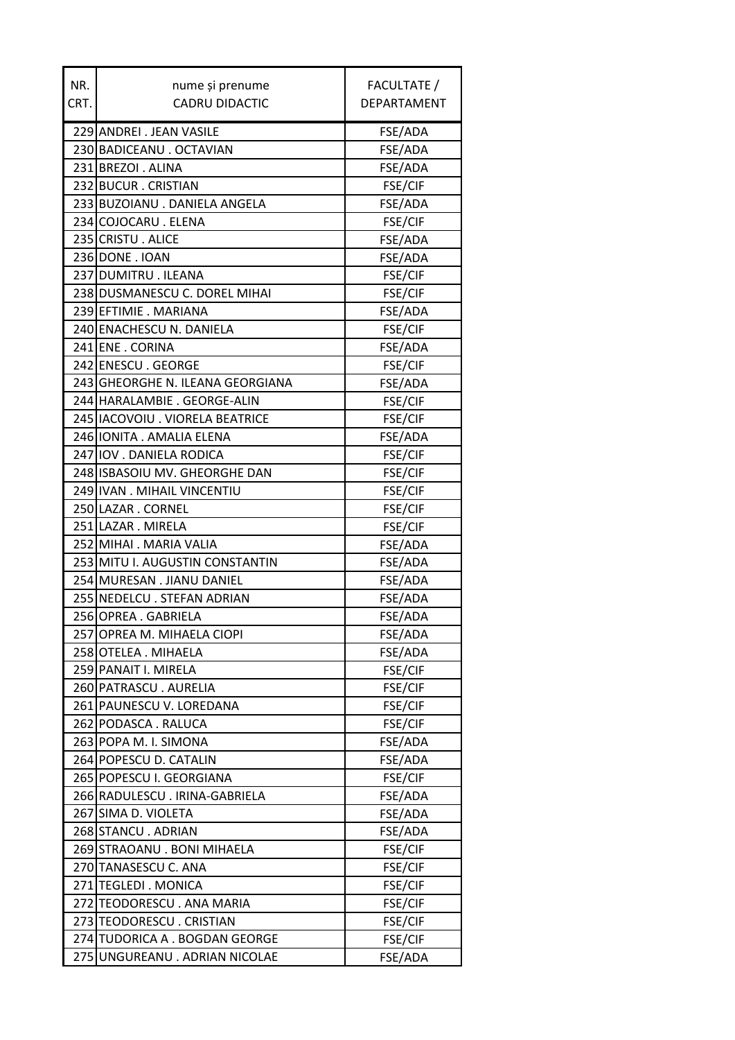| NR. CRT. | nume și prenume CADRU DIDACTIC | FACULTATE / DEPARTAMENT |
|---|---|---|
| 229 | ANDREI . JEAN VASILE | FSE/ADA |
| 230 | BADICEANU . OCTAVIAN | FSE/ADA |
| 231 | BREZOI . ALINA | FSE/ADA |
| 232 | BUCUR . CRISTIAN | FSE/CIF |
| 233 | BUZOIANU . DANIELA ANGELA | FSE/ADA |
| 234 | COJOCARU . ELENA | FSE/CIF |
| 235 | CRISTU . ALICE | FSE/ADA |
| 236 | DONE . IOAN | FSE/ADA |
| 237 | DUMITRU . ILEANA | FSE/CIF |
| 238 | DUSMANESCU C. DOREL MIHAI | FSE/CIF |
| 239 | EFTIMIE . MARIANA | FSE/ADA |
| 240 | ENACHESCU N. DANIELA | FSE/CIF |
| 241 | ENE . CORINA | FSE/ADA |
| 242 | ENESCU . GEORGE | FSE/CIF |
| 243 | GHEORGHE N. ILEANA GEORGIANA | FSE/ADA |
| 244 | HARALAMBIE . GEORGE-ALIN | FSE/CIF |
| 245 | IACOVOIU . VIORELA BEATRICE | FSE/CIF |
| 246 | IONITA . AMALIA ELENA | FSE/ADA |
| 247 | IOV . DANIELA RODICA | FSE/CIF |
| 248 | ISBASOIU MV. GHEORGHE DAN | FSE/CIF |
| 249 | IVAN . MIHAIL VINCENTIU | FSE/CIF |
| 250 | LAZAR . CORNEL | FSE/CIF |
| 251 | LAZAR . MIRELA | FSE/CIF |
| 252 | MIHAI . MARIA VALIA | FSE/ADA |
| 253 | MITU I. AUGUSTIN CONSTANTIN | FSE/ADA |
| 254 | MURESAN . JIANU DANIEL | FSE/ADA |
| 255 | NEDELCU . STEFAN ADRIAN | FSE/ADA |
| 256 | OPREA . GABRIELA | FSE/ADA |
| 257 | OPREA M. MIHAELA CIOPI | FSE/ADA |
| 258 | OTELEA . MIHAELA | FSE/ADA |
| 259 | PANAIT I. MIRELA | FSE/CIF |
| 260 | PATRASCU . AURELIA | FSE/CIF |
| 261 | PAUNESCU V. LOREDANA | FSE/CIF |
| 262 | PODASCA . RALUCA | FSE/CIF |
| 263 | POPA M. I. SIMONA | FSE/ADA |
| 264 | POPESCU D. CATALIN | FSE/ADA |
| 265 | POPESCU I. GEORGIANA | FSE/CIF |
| 266 | RADULESCU . IRINA-GABRIELA | FSE/ADA |
| 267 | SIMA D. VIOLETA | FSE/ADA |
| 268 | STANCU . ADRIAN | FSE/ADA |
| 269 | STRAOANU . BONI MIHAELA | FSE/CIF |
| 270 | TANASESCU C. ANA | FSE/CIF |
| 271 | TEGLEDI . MONICA | FSE/CIF |
| 272 | TEODORESCU . ANA MARIA | FSE/CIF |
| 273 | TEODORESCU . CRISTIAN | FSE/CIF |
| 274 | TUDORICA A . BOGDAN GEORGE | FSE/CIF |
| 275 | UNGUREANU . ADRIAN NICOLAE | FSE/ADA |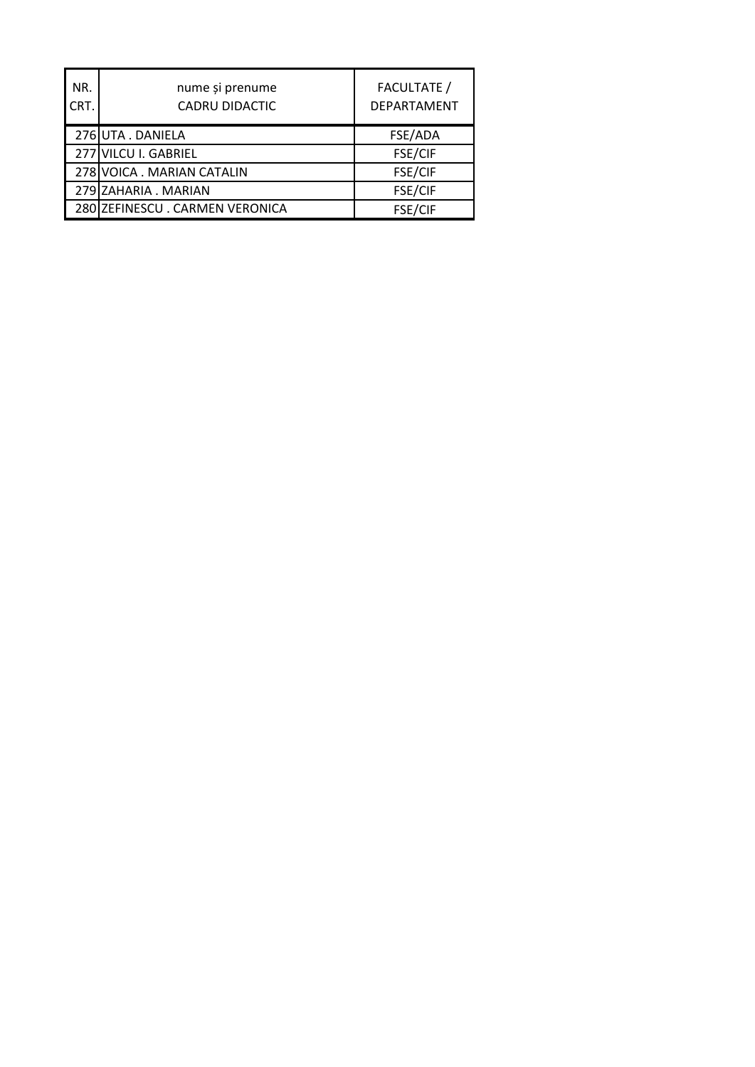| NR. CRT. | nume și prenume CADRU DIDACTIC | FACULTATE / DEPARTAMENT |
|---|---|---|
| 276 | UTA . DANIELA | FSE/ADA |
| 277 | VILCU I. GABRIEL | FSE/CIF |
| 278 | VOICA . MARIAN CATALIN | FSE/CIF |
| 279 | ZAHARIA . MARIAN | FSE/CIF |
| 280 | ZEFINESCU . CARMEN VERONICA | FSE/CIF |